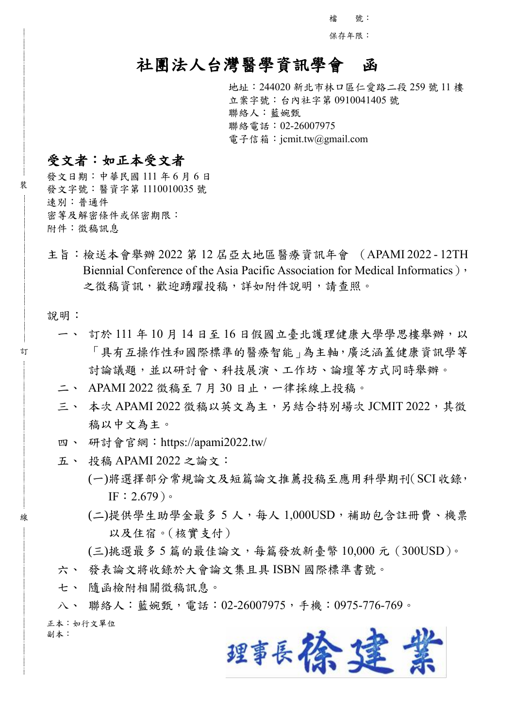檔　　號：

保存年限：

# 社團法人台灣醫學資訊學會　函

地址：244020 新北市林口區仁愛路二段 259 號 11 樓
立案字號：台內社字第 0910041405 號
聯絡人：藍婉甄
聯絡電話：02-26007975
電子信箱：jcmit.tw@gmail.com

## 受文者：如正本受文者

發文日期：中華民國 111 年 6 月 6 日
發文字號：醫資字第 1110010035 號
速別：普通件
密等及解密條件或保密期限：
附件：徵稿訊息

主旨：檢送本會舉辦 2022 第 12 屆亞太地區醫療資訊年會 （APAMI 2022 - 12TH Biennial Conference of the Asia Pacific Association for Medical Informatics），之徵稿資訊，歡迎踴躍投稿，詳如附件說明，請查照。

說明：

一、 訂於 111 年 10 月 14 日至 16 日假國立臺北護理健康大學學思樓舉辦，以「具有互操作性和國際標準的醫療智能」為主軸，廣泛涵蓋健康資訊學等討論議題，並以研討會、科技展演、工作坊、論壇等方式同時舉辦。

二、 APAMI 2022 徵稿至 7 月 30 日止，一律採線上投稿。

三、 本次 APAMI 2022 徵稿以英文為主，另結合特別場次 JCMIT 2022，其徵稿以中文為主。

四、 研討會官網：https://apami2022.tw/

五、 投稿 APAMI 2022 之論文：

(一)將選擇部分常規論文及短篇論文推薦投稿至應用科學期刊（SCI 收錄，IF：2.679）。

(二)提供學生助學金最多 5 人，每人 1,000USD，補助包含註冊費、機票以及住宿。（核實支付）

(三)挑選最多 5 篇的最佳論文，每篇發放新臺幣 10,000 元（300USD）。

六、 發表論文將收錄於大會論文集且具 ISBN 國際標準書號。

七、 隨函檢附相關徵稿訊息。

八、 聯絡人：藍婉甄，電話：02-26007975，手機：0975-776-769。

正本：如行文單位
副本：

理事長 徐建業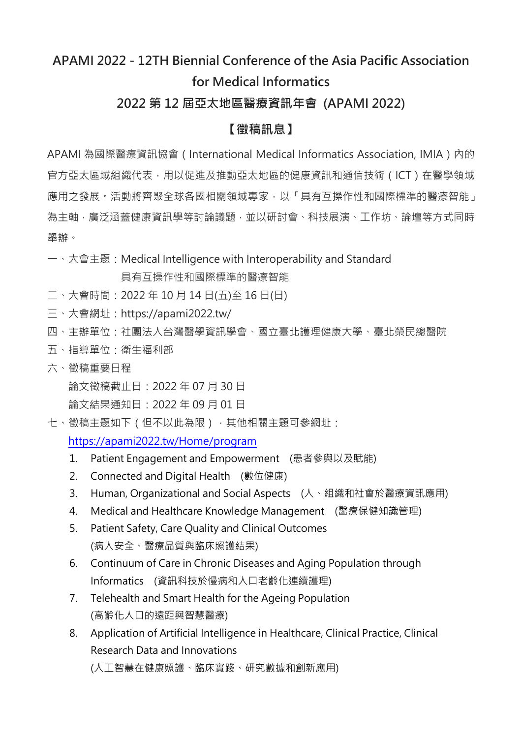# APAMI 2022 - 12TH Biennial Conference of the Asia Pacific Association for Medical Informatics

## 2022 第 12 屆亞太地區醫療資訊年會 (APAMI 2022)

### 【徵稿訊息】

APAMI 為國際醫療資訊協會（International Medical Informatics Association, IMIA）內的官方亞太區域組織代表，用以促進及推動亞太地區的健康資訊和通信技術（ICT）在醫學領域應用之發展。活動將齊聚全球各國相關領域專家，以「具有互操作性和國際標準的醫療智能」為主軸，廣泛涵蓋健康資訊學等討論議題，並以研討會、科技展演、工作坊、論壇等方式同時舉辦。

一、大會主題：Medical Intelligence with Interoperability and Standard
具有互操作性和國際標準的醫療智能

二、大會時間：2022 年 10 月 14 日(五)至 16 日(日)

三、大會網址：https://apami2022.tw/

四、主辦單位：社團法人台灣醫學資訊學會、國立臺北護理健康大學、臺北榮民總醫院

五、指導單位：衛生福利部

六、徵稿重要日程

論文徵稿截止日：2022 年 07 月 30 日

論文結果通知日：2022 年 09 月 01 日

七、徵稿主題如下（但不以此為限），其他相關主題可參網址：
https://apami2022.tw/Home/program

1. Patient Engagement and Empowerment (患者參與以及賦能)
2. Connected and Digital Health (數位健康)
3. Human, Organizational and Social Aspects (人、組織和社會於醫療資訊應用)
4. Medical and Healthcare Knowledge Management (醫療保健知識管理)
5. Patient Safety, Care Quality and Clinical Outcomes
(病人安全、醫療品質與臨床照護結果)
6. Continuum of Care in Chronic Diseases and Aging Population through Informatics (資訊科技於慢病和人口老齡化連續護理)
7. Telehealth and Smart Health for the Ageing Population
(高齡化人口的遠距與智慧醫療)
8. Application of Artificial Intelligence in Healthcare, Clinical Practice, Clinical Research Data and Innovations
(人工智慧在健康照護、臨床實踐、研究數據和創新應用)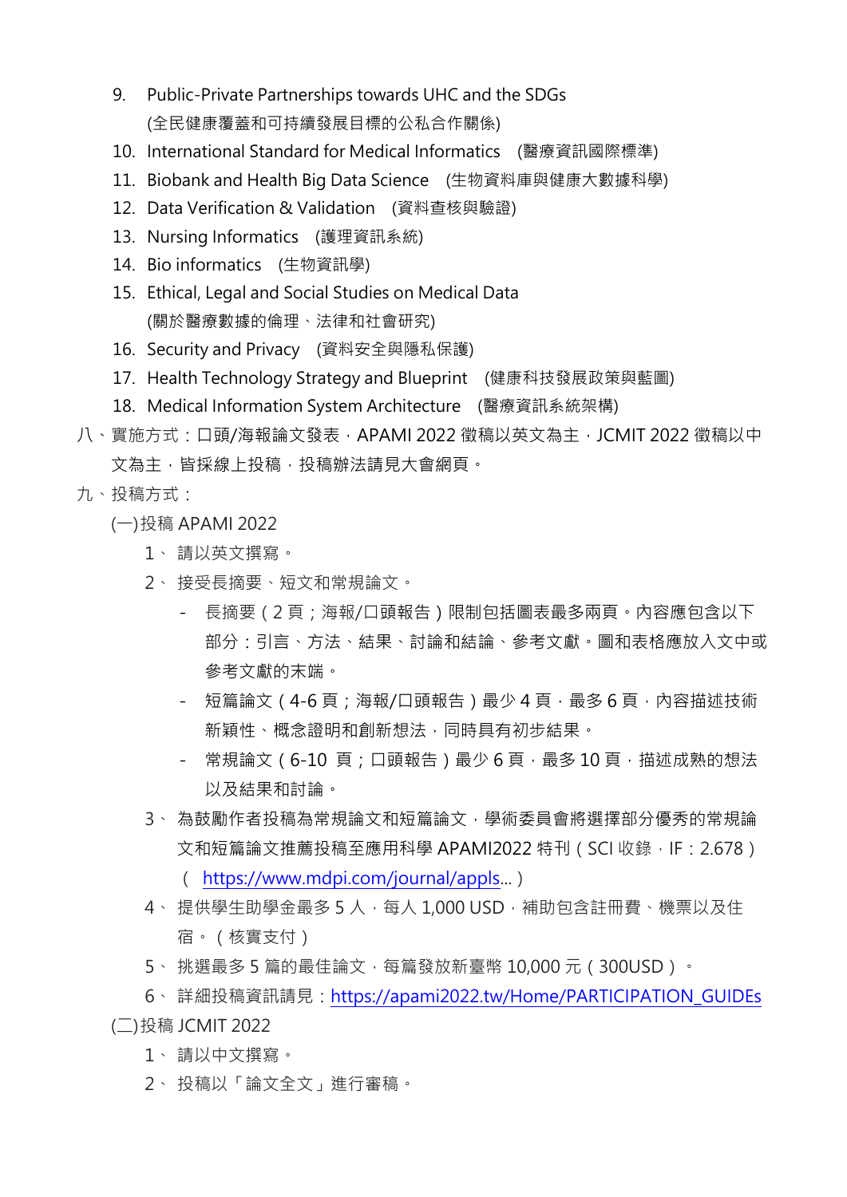9. Public-Private Partnerships towards UHC and the SDGs
   (全民健康覆蓋和可持續發展目標的公私合作關係)
10. International Standard for Medical Informatics (醫療資訊國際標準)
11. Biobank and Health Big Data Science (生物資料庫與健康大數據科學)
12. Data Verification & Validation (資料查核與驗證)
13. Nursing Informatics (護理資訊系統)
14. Bio informatics (生物資訊學)
15. Ethical, Legal and Social Studies on Medical Data
    (關於醫療數據的倫理、法律和社會研究)
16. Security and Privacy (資料安全與隱私保護)
17. Health Technology Strategy and Blueprint (健康科技發展政策與藍圖)
18. Medical Information System Architecture (醫療資訊系統架構)

八、實施方式：口頭/海報論文發表，APAMI 2022 徵稿以英文為主，JCMIT 2022 徵稿以中文為主，皆採線上投稿，投稿辦法請見大會網頁。

九、投稿方式：

(一)投稿 APAMI 2022

1、 請以英文撰寫。
2、 接受長摘要、短文和常規論文。
   - 長摘要（2 頁；海報/口頭報告）限制包括圖表最多兩頁。內容應包含以下部分：引言、方法、結果、討論和結論、參考文獻。圖和表格應放入文中或參考文獻的末端。
   - 短篇論文（4-6 頁；海報/口頭報告）最少 4 頁，最多 6 頁，內容描述技術新穎性、概念證明和創新想法，同時具有初步結果。
   - 常規論文（6-10 頁；口頭報告）最少 6 頁，最多 10 頁，描述成熟的想法以及結果和討論。
3、 為鼓勵作者投稿為常規論文和短篇論文，學術委員會將選擇部分優秀的常規論文和短篇論文推薦投稿至應用科學 APAMI2022 特刊（SCI 收錄，IF：2.678）（ https://www.mdpi.com/journal/appls... ）
4、 提供學生助學金最多 5 人，每人 1,000 USD，補助包含註冊費、機票以及住宿。（核實支付）
5、 挑選最多 5 篇的最佳論文，每篇發放新臺幣 10,000 元（300USD）。
6、 詳細投稿資訊請見：https://apami2022.tw/Home/PARTICIPATION_GUIDEs

(二)投稿 JCMIT 2022

1、 請以中文撰寫。
2、 投稿以「論文全文」進行審稿。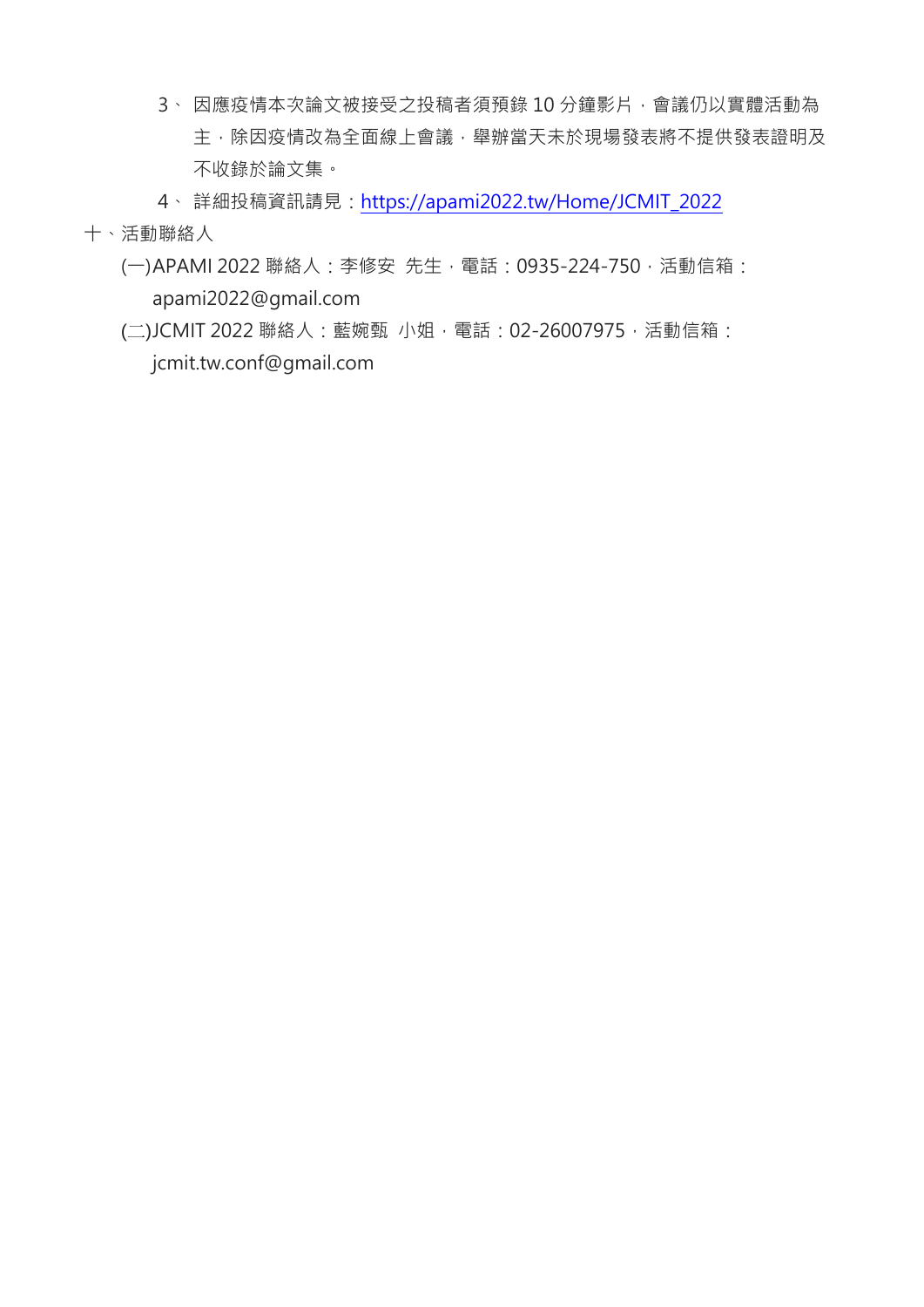3、 因應疫情本次論文被接受之投稿者須預錄 10 分鐘影片，會議仍以實體活動為主，除因疫情改為全面線上會議，舉辦當天未於現場發表將不提供發表證明及不收錄於論文集。

4、 詳細投稿資訊請見：https://apami2022.tw/Home/JCMIT_2022

十、活動聯絡人

(一)APAMI 2022 聯絡人：李修安 先生，電話：0935-224-750，活動信箱：apami2022@gmail.com

(二)JCMIT 2022 聯絡人：藍婉甄 小姐，電話：02-26007975，活動信箱：jcmit.tw.conf@gmail.com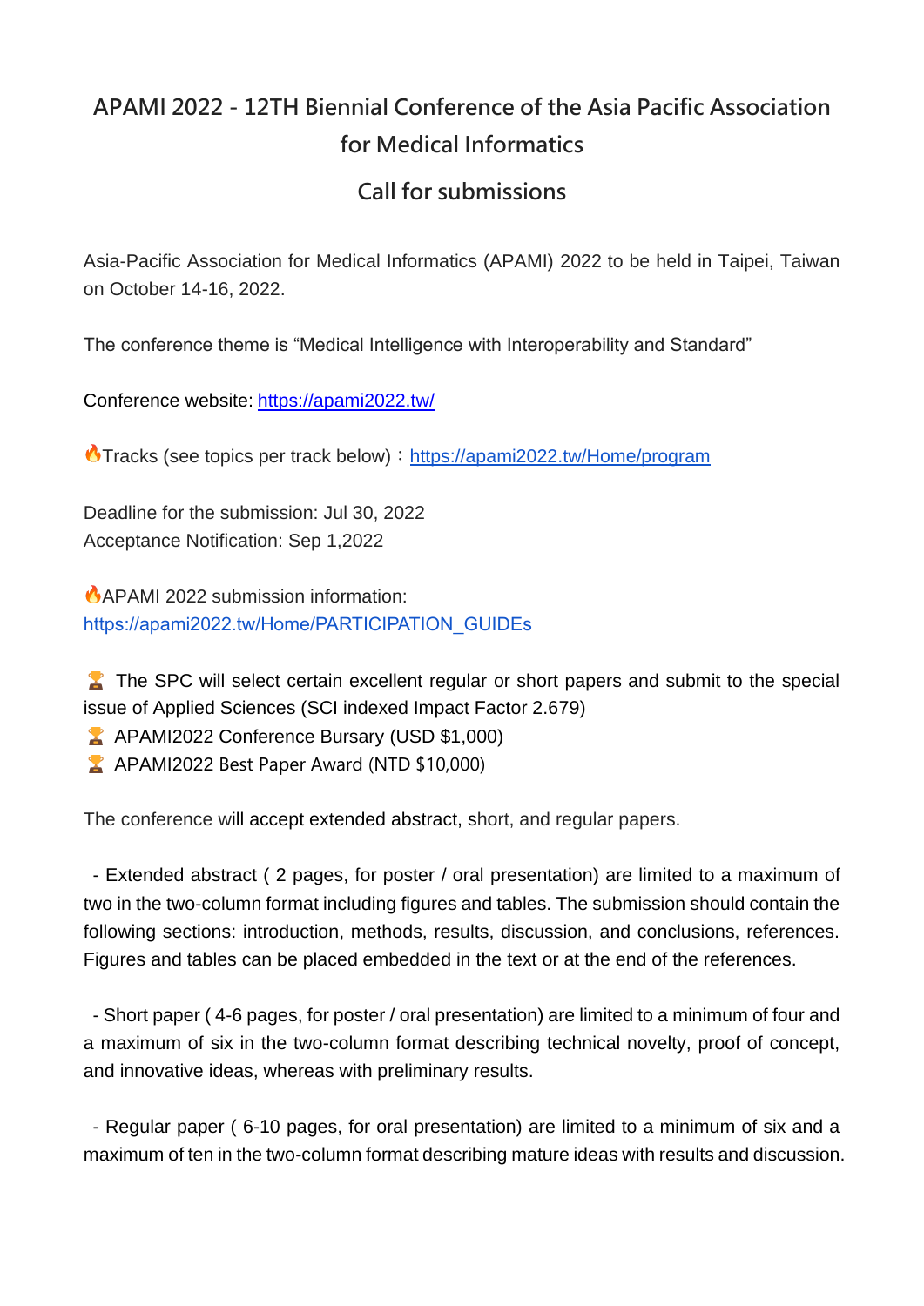# APAMI 2022 - 12TH Biennial Conference of the Asia Pacific Association for Medical Informatics

## Call for submissions

Asia-Pacific Association for Medical Informatics (APAMI) 2022 to be held in Taipei, Taiwan on October 14-16, 2022.

The conference theme is “Medical Intelligence with Interoperability and Standard”

Conference website: https://apami2022.tw/

🔥Tracks (see topics per track below)：https://apami2022.tw/Home/program

Deadline for the submission: Jul 30, 2022
Acceptance Notification: Sep 1,2022

🔥APAMI 2022 submission information:
https://apami2022.tw/Home/PARTICIPATION_GUIDEs

🏆 The SPC will select certain excellent regular or short papers and submit to the special issue of Applied Sciences (SCI indexed Impact Factor 2.679)
🏆 APAMI2022 Conference Bursary (USD $1,000)
🏆 APAMI2022 Best Paper Award (NTD $10,000)

The conference will accept extended abstract, short, and regular papers.

- Extended abstract ( 2 pages, for poster / oral presentation) are limited to a maximum of two in the two-column format including figures and tables. The submission should contain the following sections: introduction, methods, results, discussion, and conclusions, references. Figures and tables can be placed embedded in the text or at the end of the references.

- Short paper ( 4-6 pages, for poster / oral presentation) are limited to a minimum of four and a maximum of six in the two-column format describing technical novelty, proof of concept, and innovative ideas, whereas with preliminary results.

- Regular paper ( 6-10 pages, for oral presentation) are limited to a minimum of six and a maximum of ten in the two-column format describing mature ideas with results and discussion.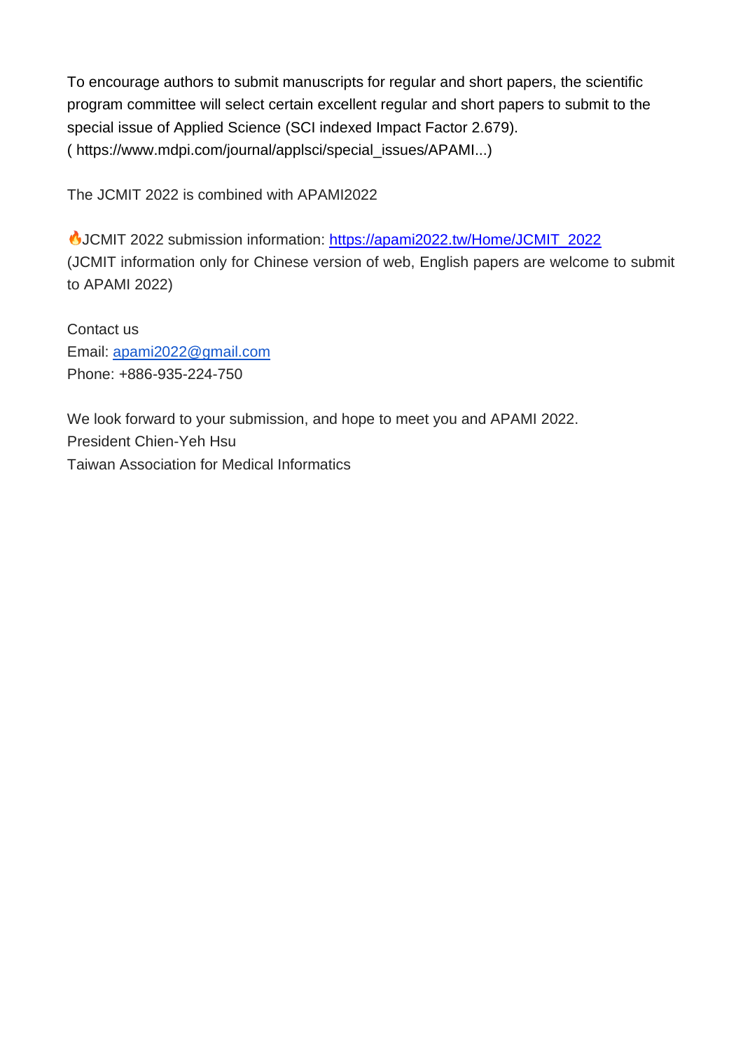To encourage authors to submit manuscripts for regular and short papers, the scientific program committee will select certain excellent regular and short papers to submit to the special issue of Applied Science (SCI indexed Impact Factor 2.679).
( https://www.mdpi.com/journal/applsci/special_issues/APAMI...)

The JCMIT 2022 is combined with APAMI2022

🔥JCMIT 2022 submission information: [https://apami2022.tw/Home/JCMIT_2022](https://apami2022.tw/Home/JCMIT_2022)
(JCMIT information only for Chinese version of web, English papers are welcome to submit to APAMI 2022)

Contact us
Email: [apami2022@gmail.com](mailto:apami2022@gmail.com)
Phone: +886-935-224-750

We look forward to your submission, and hope to meet you and APAMI 2022.
President Chien-Yeh Hsu
Taiwan Association for Medical Informatics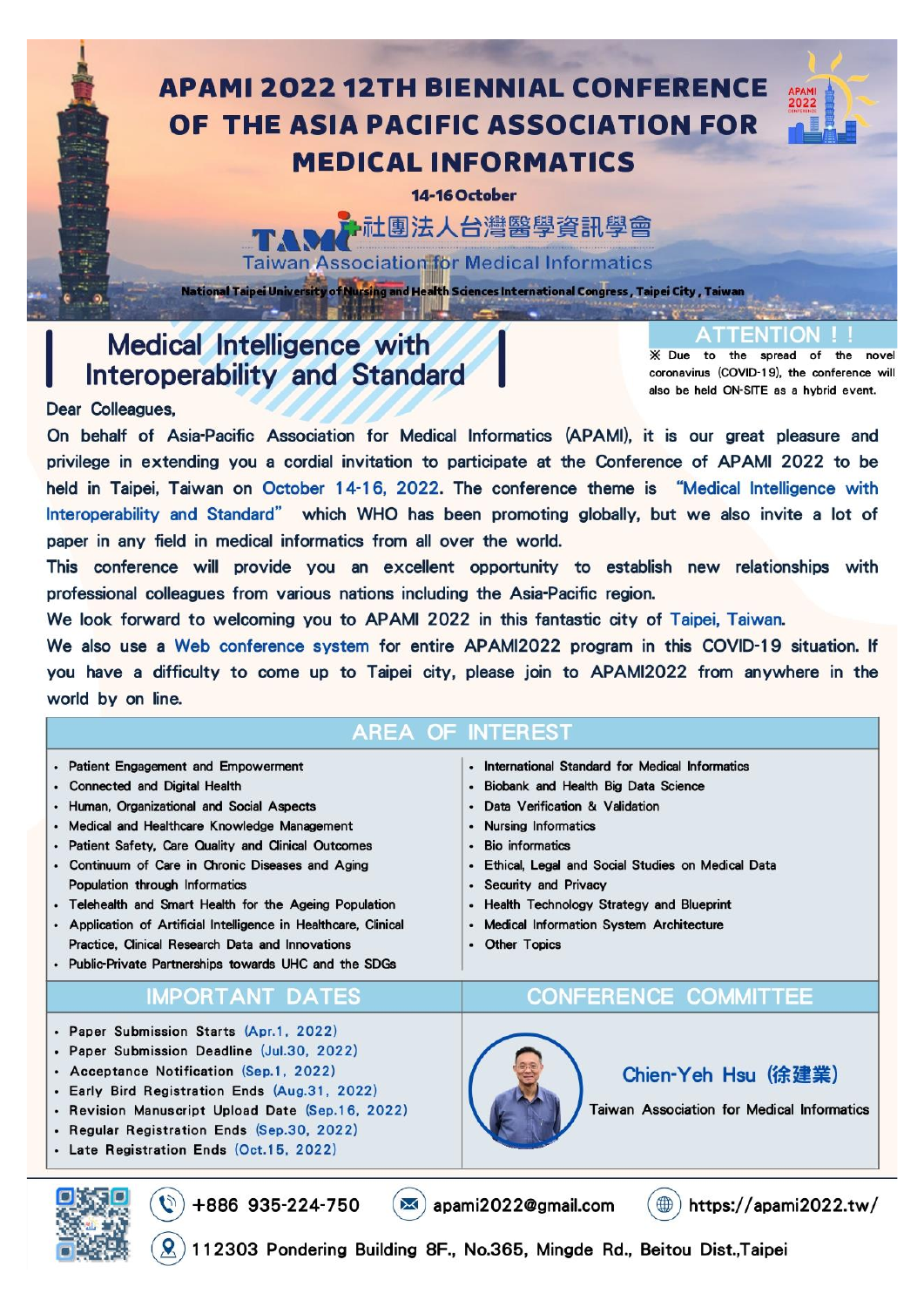# APAMI 2022 12TH BIENNIAL CONFERENCE OF THE ASIA PACIFIC ASSOCIATION FOR MEDICAL INFORMATICS

**14-16 October**

TAMI 社團法人台灣醫學資訊學會

Taiwan Association for Medical Informatics

**National Taipei University of Nursing and Health Sciences International Congress, Taipei City, Taiwan**

## Medical Intelligence with Interoperability and Standard

**ATTENTION ! !**

※ Due to the spread of the novel coronavirus (COVID-19), the conference will also be held ON-SITE as a hybrid event.

Dear Colleagues,

On behalf of Asia-Pacific Association for Medical Informatics (APAMI), it is our great pleasure and privilege in extending you a cordial invitation to participate at the Conference of APAMI 2022 to be held in Taipei, Taiwan on October 14-16, 2022. The conference theme is "Medical Intelligence with Interoperability and Standard" which WHO has been promoting globally, but we also invite a lot of paper in any field in medical informatics from all over the world.

This conference will provide you an excellent opportunity to establish new relationships with professional colleagues from various nations including the Asia-Pacific region.

We look forward to welcoming you to APAMI 2022 in this fantastic city of Taipei, Taiwan.

We also use a Web conference system for entire APAMI2022 program in this COVID-19 situation. If you have a difficulty to come up to Taipei city, please join to APAMI2022 from anywhere in the world by on line.

## AREA OF INTEREST

- Patient Engagement and Empowerment
- Connected and Digital Health
- Human, Organizational and Social Aspects
- Medical and Healthcare Knowledge Management
- Patient Safety, Care Quality and Clinical Outcomes
- Continuum of Care in Chronic Diseases and Aging Population through Informatics
- Telehealth and Smart Health for the Ageing Population
- Application of Artificial Intelligence in Healthcare, Clinical Practice, Clinical Research Data and Innovations
- Public-Private Partnerships towards UHC and the SDGs
- International Standard for Medical Informatics
- Biobank and Health Big Data Science
- Data Verification & Validation
- Nursing Informatics
- Bio informatics
- Ethical, Legal and Social Studies on Medical Data
- Security and Privacy
- Health Technology Strategy and Blueprint
- Medical Information System Architecture
- Other Topics

## IMPORTANT DATES

- Paper Submission Starts (Apr.1, 2022)
- Paper Submission Deadline (Jul.30, 2022)
- Acceptance Notification (Sep.1, 2022)
- Early Bird Registration Ends (Aug.31, 2022)
- Revision Manuscript Upload Date (Sep.16, 2022)
- Regular Registration Ends (Sep.30, 2022)
- Late Registration Ends (Oct.15, 2022)

## CONFERENCE COMMITTEE

**Chien-Yeh Hsu (徐建業)**

Taiwan Association for Medical Informatics

+886 935-224-750 | apami2022@gmail.com | https://apami2022.tw/

112303 Pondering Building 8F., No.365, Mingde Rd., Beitou Dist.,Taipei